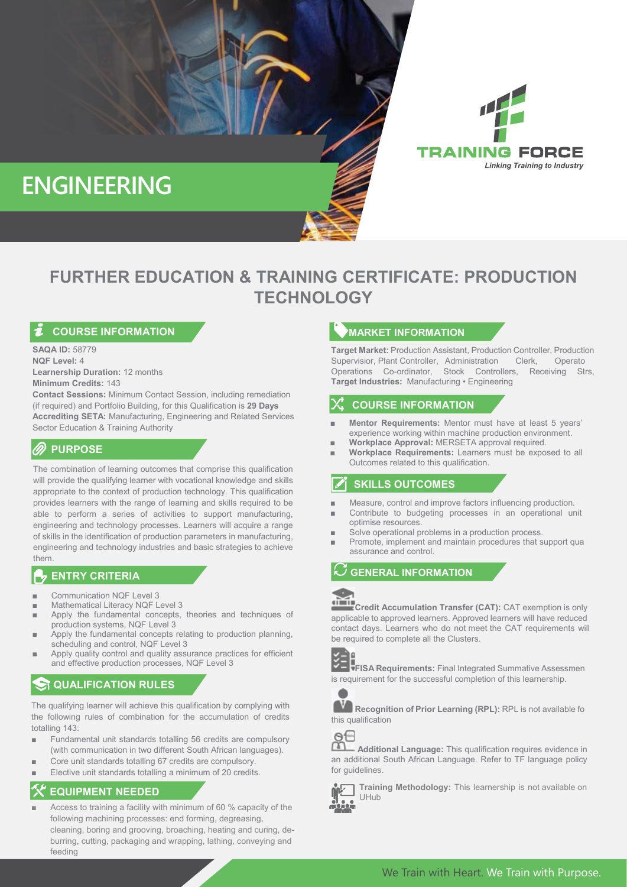# ENGINEERING

TRAINING FORCE
*Linking Training to Industry*

## FURTHER EDUCATION & TRAINING CERTIFICATE: PRODUCTION TECHNOLOGY

### COURSE INFORMATION

**SAQA ID:** 58779
**NQF Level:** 4
**Learnership Duration:** 12 months
**Minimum Credits:** 143
**Contact Sessions:** Minimum Contact Session, including remediation (if required) and Portfolio Building, for this Qualification is **29 Days**
**Accrediting SETA:** Manufacturing, Engineering and Related Services Sector Education & Training Authority

### PURPOSE

The combination of learning outcomes that comprise this qualification will provide the qualifying learner with vocational knowledge and skills appropriate to the context of production technology. This qualification provides learners with the range of learning and skills required to be able to perform a series of activities to support manufacturing, engineering and technology processes. Learners will acquire a range of skills in the identification of production parameters in manufacturing, engineering and technology industries and basic strategies to achieve them.

### ENTRY CRITERIA

- Communication NQF Level 3
- Mathematical Literacy NQF Level 3
- Apply the fundamental concepts, theories and techniques of production systems, NQF Level 3
- Apply the fundamental concepts relating to production planning, scheduling and control, NQF Level 3
- Apply quality control and quality assurance practices for efficient and effective production processes, NQF Level 3

### QUALIFICATION RULES

The qualifying learner will achieve this qualification by complying with the following rules of combination for the accumulation of credits totalling 143:

- Fundamental unit standards totalling 56 credits are compulsory (with communication in two different South African languages).
- Core unit standards totalling 67 credits are compulsory.
- Elective unit standards totalling a minimum of 20 credits.

### EQUIPMENT NEEDED

- Access to training a facility with minimum of 60 % capacity of the following machining processes: end forming, degreasing, cleaning, boring and grooving, broaching, heating and curing, de-burring, cutting, packaging and wrapping, lathing, conveying and feeding

### MARKET INFORMATION

**Target Market:** Production Assistant, Production Controller, Production Supervisior, Plant Controller, Administration Clerk, Operato Operations Co-ordinator, Stock Controllers, Receiving Strs,
**Target Industries:** Manufacturing • Engineering

### COURSE INFORMATION

- **Mentor Requirements:** Mentor must have at least 5 years' experience working within machine production environment.
- **Workplace Approval:** MERSETA approval required.
- **Workplace Requirements:** Learners must be exposed to all Outcomes related to this qualification.

### SKILLS OUTCOMES

- Measure, control and improve factors influencing production.
- Contribute to budgeting processes in an operational unit optimise resources.
- Solve operational problems in a production process.
- Promote, implement and maintain procedures that support qua assurance and control.

### GENERAL INFORMATION

**Credit Accumulation Transfer (CAT):** CAT exemption is only applicable to approved learners. Approved learners will have reduced contact days. Learners who do not meet the CAT requirements will be required to complete all the Clusters.

**FISA Requirements:** Final Integrated Summative Assessmen is requirement for the successful completion of this learnership.

**Recognition of Prior Learning (RPL):** RPL is not available fo this qualification

**Additional Language:** This qualification requires evidence in an additional South African Language. Refer to TF language policy for guidelines.

**Training Methodology:** This learnership is not available on UHub

We Train with Heart. We Train with Purpose.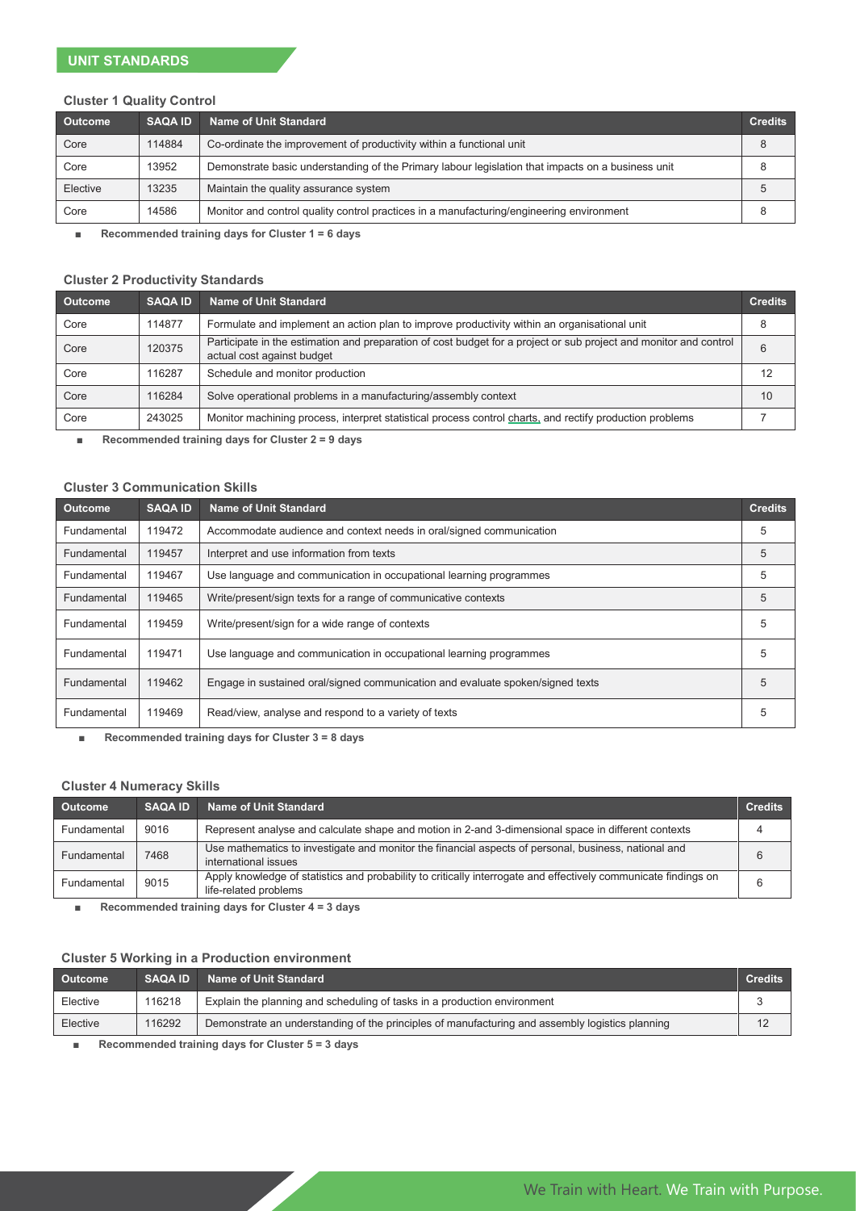## UNIT STANDARDS

### Cluster 1 Quality Control

| Outcome | SAQA ID | Name of Unit Standard | Credits |
|---|---|---|---|
| Core | 114884 | Co-ordinate the improvement of productivity within a functional unit | 8 |
| Core | 13952 | Demonstrate basic understanding of the Primary labour legislation that impacts on a business unit | 8 |
| Elective | 13235 | Maintain the quality assurance system | 5 |
| Core | 14586 | Monitor and control quality control practices in a manufacturing/engineering environment | 8 |

- **Recommended training days for Cluster 1 = 6 days**

### Cluster 2 Productivity Standards

| Outcome | SAQA ID | Name of Unit Standard | Credits |
|---|---|---|---|
| Core | 114877 | Formulate and implement an action plan to improve productivity within an organisational unit | 8 |
| Core | 120375 | Participate in the estimation and preparation of cost budget for a project or sub project and monitor and control actual cost against budget | 6 |
| Core | 116287 | Schedule and monitor production | 12 |
| Core | 116284 | Solve operational problems in a manufacturing/assembly context | 10 |
| Core | 243025 | Monitor machining process, interpret statistical process control charts, and rectify production problems | 7 |

- **Recommended training days for Cluster 2 = 9 days**

### Cluster 3 Communication Skills

| Outcome | SAQA ID | Name of Unit Standard | Credits |
|---|---|---|---|
| Fundamental | 119472 | Accommodate audience and context needs in oral/signed communication | 5 |
| Fundamental | 119457 | Interpret and use information from texts | 5 |
| Fundamental | 119467 | Use language and communication in occupational learning programmes | 5 |
| Fundamental | 119465 | Write/present/sign texts for a range of communicative contexts | 5 |
| Fundamental | 119459 | Write/present/sign for a wide range of contexts | 5 |
| Fundamental | 119471 | Use language and communication in occupational learning programmes | 5 |
| Fundamental | 119462 | Engage in sustained oral/signed communication and evaluate spoken/signed texts | 5 |
| Fundamental | 119469 | Read/view, analyse and respond to a variety of texts | 5 |

- **Recommended training days for Cluster 3 = 8 days**

### Cluster 4 Numeracy Skills

| Outcome | SAQA ID | Name of Unit Standard | Credits |
|---|---|---|---|
| Fundamental | 9016 | Represent analyse and calculate shape and motion in 2-and 3-dimensional space in different contexts | 4 |
| Fundamental | 7468 | Use mathematics to investigate and monitor the financial aspects of personal, business, national and international issues | 6 |
| Fundamental | 9015 | Apply knowledge of statistics and probability to critically interrogate and effectively communicate findings on life-related problems | 6 |

- **Recommended training days for Cluster 4 = 3 days**

### Cluster 5 Working in a Production environment

| Outcome | SAQA ID | Name of Unit Standard | Credits |
|---|---|---|---|
| Elective | 116218 | Explain the planning and scheduling of tasks in a production environment | 3 |
| Elective | 116292 | Demonstrate an understanding of the principles of manufacturing and assembly logistics planning | 12 |

- **Recommended training days for Cluster 5 = 3 days**

We Train with Heart. We Train with Purpose.